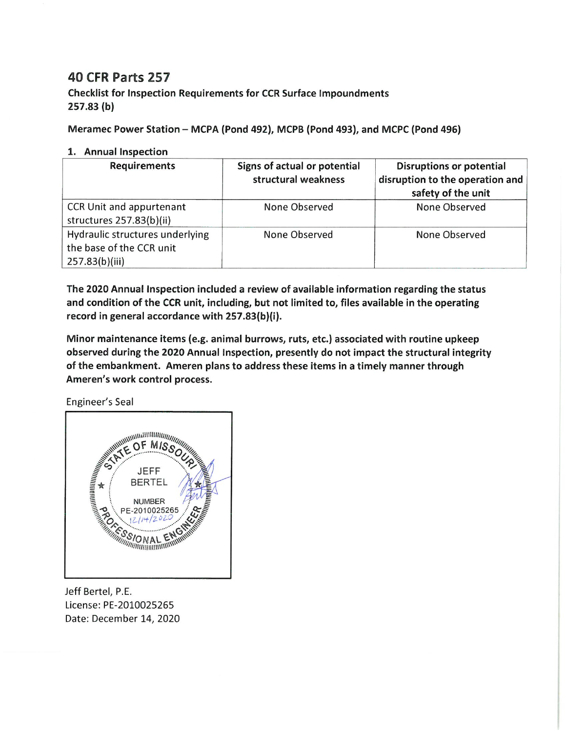# 40 CFR Parts 257

### Checklist for Inspection Requirements for CCR Surface Impoundments 257.83 (b)

**Meramec Power Station – MCPA (Pond 492), MCPB (Pond 493), and MCPC (Pond 496)**

**1. Annual Inspection**

| Requirements | Signs of actual or potential structural weakness | Disruptions or potential disruption to the operation and safety of the unit |
|---|---|---|
| CCR Unit and appurtenant structures 257.83(b)(ii) | None Observed | None Observed |
| Hydraulic structures underlying the base of the CCR unit 257.83(b)(iii) | None Observed | None Observed |

**The 2020 Annual Inspection included a review of available information regarding the status and condition of the CCR unit, including, but not limited to, files available in the operating record in general accordance with 257.83(b)(i).**

**Minor maintenance items (e.g. animal burrows, ruts, etc.) associated with routine upkeep observed during the 2020 Annual Inspection, presently do not impact the structural integrity of the embankment. Ameren plans to address these items in a timely manner through Ameren's work control process.**

Engineer's Seal

STATE OF MISSOURI
JEFF BERTEL
NUMBER PE-2010025265
12/14/2020
PROFESSIONAL ENGINEER

Jeff Bertel, P.E.
License: PE-2010025265
Date: December 14, 2020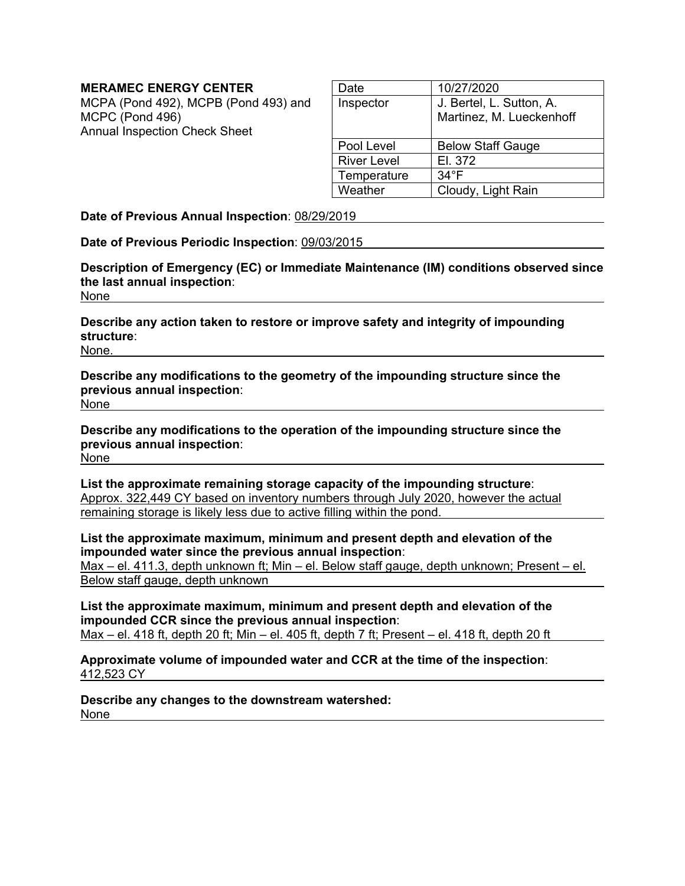**MERAMEC ENERGY CENTER**
MCPA (Pond 492), MCPB (Pond 493) and MCPC (Pond 496)
Annual Inspection Check Sheet

| | |
|---|---|
| Date | 10/27/2020 |
| Inspector | J. Bertel, L. Sutton, A. Martinez, M. Lueckenhoff |
| Pool Level | Below Staff Gauge |
| River Level | El. 372 |
| Temperature | 34°F |
| Weather | Cloudy, Light Rain |

**Date of Previous Annual Inspection**: 08/29/2019

**Date of Previous Periodic Inspection**: 09/03/2015

**Description of Emergency (EC) or Immediate Maintenance (IM) conditions observed since the last annual inspection**:
None

**Describe any action taken to restore or improve safety and integrity of impounding structure**:
None.

**Describe any modifications to the geometry of the impounding structure since the previous annual inspection**:
None

**Describe any modifications to the operation of the impounding structure since the previous annual inspection**:
None

**List the approximate remaining storage capacity of the impounding structure**:
Approx. 322,449 CY based on inventory numbers through July 2020, however the actual remaining storage is likely less due to active filling within the pond.

**List the approximate maximum, minimum and present depth and elevation of the impounded water since the previous annual inspection**:
Max – el. 411.3, depth unknown ft; Min – el. Below staff gauge, depth unknown; Present – el. Below staff gauge, depth unknown

**List the approximate maximum, minimum and present depth and elevation of the impounded CCR since the previous annual inspection**:
Max – el. 418 ft, depth 20 ft; Min – el. 405 ft, depth 7 ft; Present – el. 418 ft, depth 20 ft

**Approximate volume of impounded water and CCR at the time of the inspection**:
412,523 CY

**Describe any changes to the downstream watershed:**
None